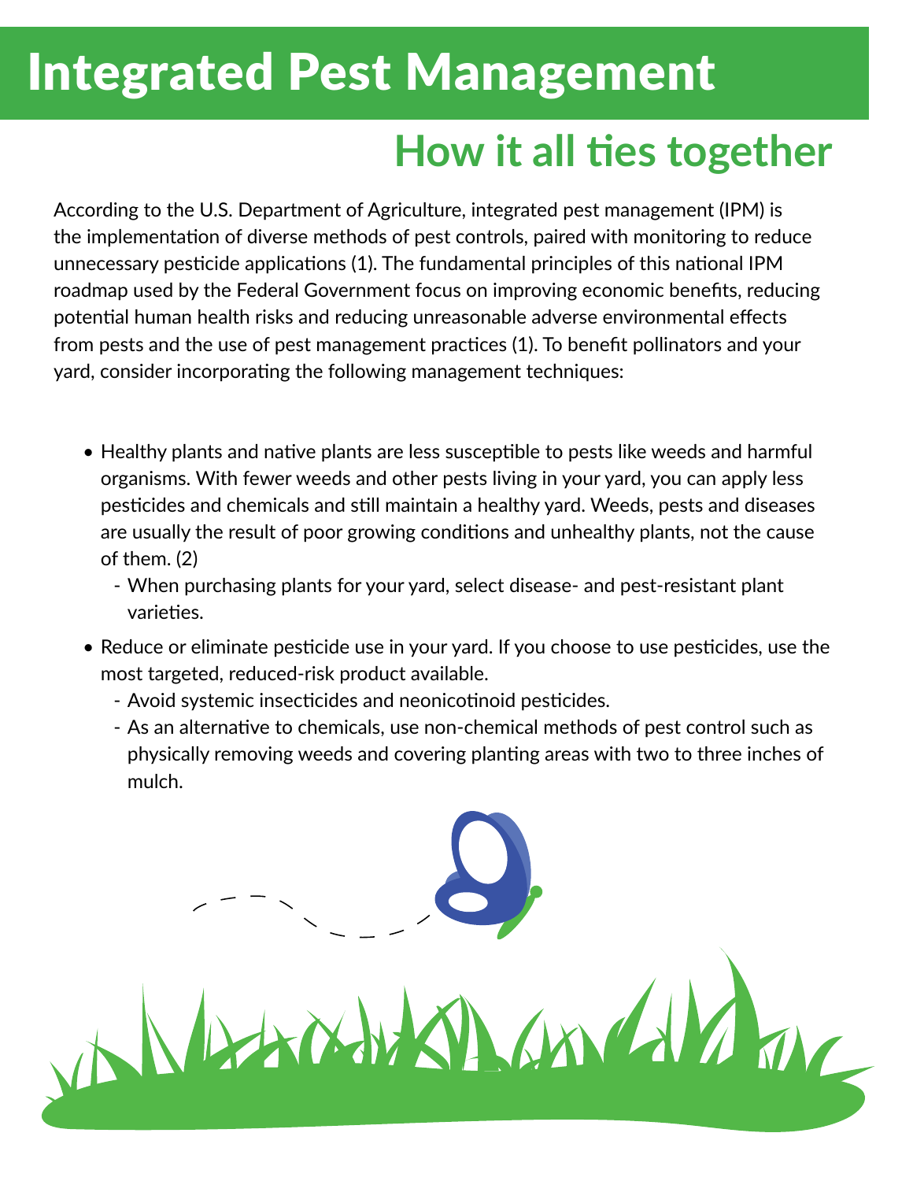# Integrated Pest Management

## How it all ties together

According to the U.S. Department of Agriculture, integrated pest management (IPM) is the implementation of diverse methods of pest controls, paired with monitoring to reduce unnecessary pesticide applications (1). The fundamental principles of this national IPM roadmap used by the Federal Government focus on improving economic benefits, reducing potential human health risks and reducing unreasonable adverse environmental effects from pests and the use of pest management practices (1). To benefit pollinators and your yard, consider incorporating the following management techniques:

- Healthy plants and native plants are less susceptible to pests like weeds and harmful organisms. With fewer weeds and other pests living in your yard, you can apply less pesticides and chemicals and still maintain a healthy yard. Weeds, pests and diseases are usually the result of poor growing conditions and unhealthy plants, not the cause of them. (2)
  - When purchasing plants for your yard, select disease- and pest-resistant plant varieties.
- Reduce or eliminate pesticide use in your yard. If you choose to use pesticides, use the most targeted, reduced-risk product available.
  - Avoid systemic insecticides and neonicotinoid pesticides.
  - As an alternative to chemicals, use non-chemical methods of pest control such as physically removing weeds and covering planting areas with two to three inches of mulch.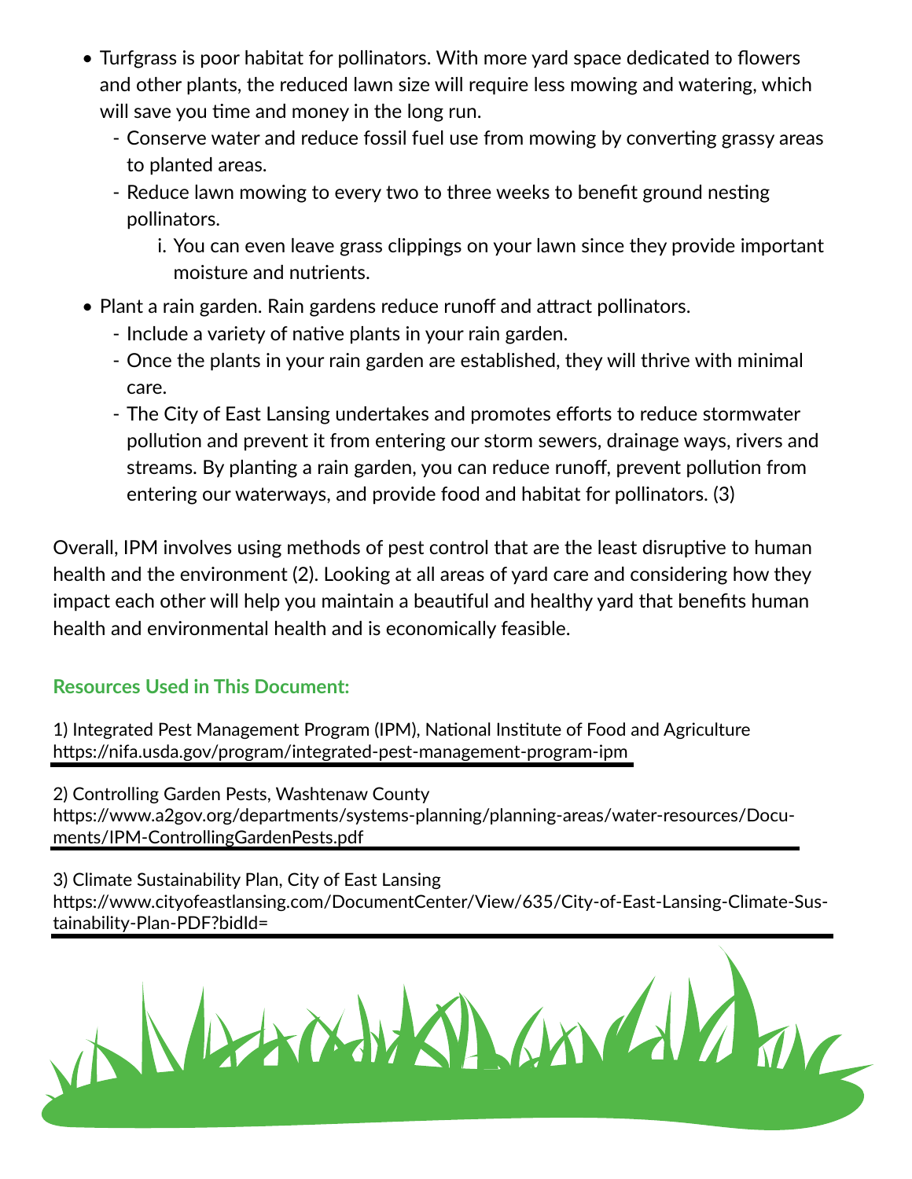- Turfgrass is poor habitat for pollinators. With more yard space dedicated to flowers and other plants, the reduced lawn size will require less mowing and watering, which will save you time and money in the long run.
  - Conserve water and reduce fossil fuel use from mowing by converting grassy areas to planted areas.
  - Reduce lawn mowing to every two to three weeks to benefit ground nesting pollinators.
    i. You can even leave grass clippings on your lawn since they provide important moisture and nutrients.
- Plant a rain garden. Rain gardens reduce runoff and attract pollinators.
  - Include a variety of native plants in your rain garden.
  - Once the plants in your rain garden are established, they will thrive with minimal care.
  - The City of East Lansing undertakes and promotes efforts to reduce stormwater pollution and prevent it from entering our storm sewers, drainage ways, rivers and streams. By planting a rain garden, you can reduce runoff, prevent pollution from entering our waterways, and provide food and habitat for pollinators. (3)

Overall, IPM involves using methods of pest control that are the least disruptive to human health and the environment (2). Looking at all areas of yard care and considering how they impact each other will help you maintain a beautiful and healthy yard that benefits human health and environmental health and is economically feasible.

**Resources Used in This Document:**

1) Integrated Pest Management Program (IPM), National Institute of Food and Agriculture
https://nifa.usda.gov/program/integrated-pest-management-program-ipm

2) Controlling Garden Pests, Washtenaw County
https://www.a2gov.org/departments/systems-planning/planning-areas/water-resources/Documents/IPM-ControllingGardenPests.pdf

3) Climate Sustainability Plan, City of East Lansing
https://www.cityofeastlansing.com/DocumentCenter/View/635/City-of-East-Lansing-Climate-Sustainability-Plan-PDF?bidId=